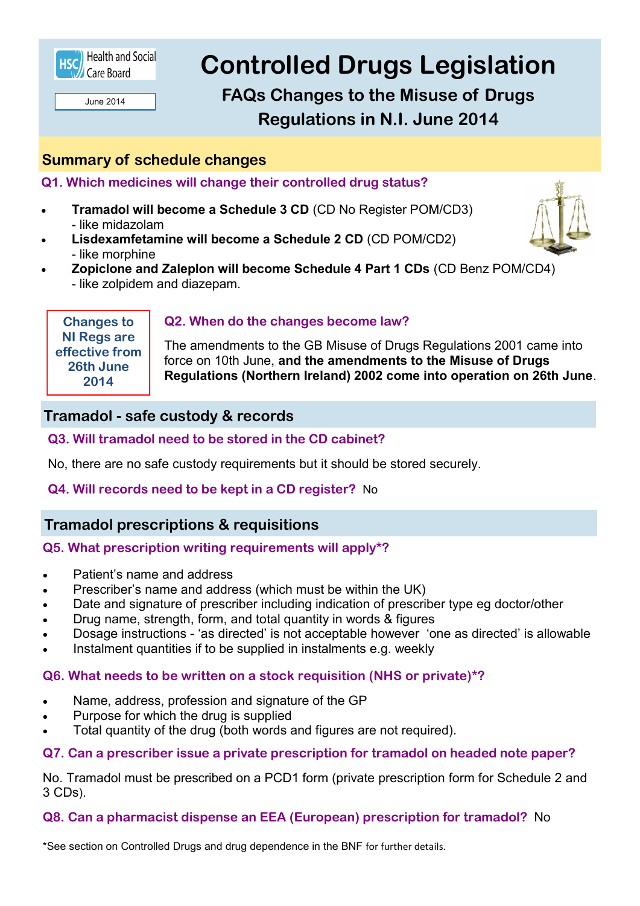Health and Social Care Board

June 2014

# Controlled Drugs Legislation

## FAQs Changes to the Misuse of Drugs Regulations in N.I. June 2014

## Summary of schedule changes

### Q1. Which medicines will change their controlled drug status?

- **Tramadol will become a Schedule 3 CD** (CD No Register POM/CD3) - like midazolam
- **Lisdexamfetamine will become a Schedule 2 CD** (CD POM/CD2) - like morphine
- **Zopiclone and Zaleplon will become Schedule 4 Part 1 CDs** (CD Benz POM/CD4) - like zolpidem and diazepam.

**Changes to NI Regs are effective from 26th June 2014**

### Q2. When do the changes become law?

The amendments to the GB Misuse of Drugs Regulations 2001 came into force on 10th June, **and the amendments to the Misuse of Drugs Regulations (Northern Ireland) 2002 come into operation on 26th June**.

## Tramadol - safe custody & records

### Q3. Will tramadol need to be stored in the CD cabinet?

No, there are no safe custody requirements but it should be stored securely.

### Q4. Will records need to be kept in a CD register? No

## Tramadol prescriptions & requisitions

### Q5. What prescription writing requirements will apply*?

- Patient's name and address
- Prescriber's name and address (which must be within the UK)
- Date and signature of prescriber including indication of prescriber type eg doctor/other
- Drug name, strength, form, and total quantity in words & figures
- Dosage instructions - 'as directed' is not acceptable however 'one as directed' is allowable
- Instalment quantities if to be supplied in instalments e.g. weekly

### Q6. What needs to be written on a stock requisition (NHS or private)*?

- Name, address, profession and signature of the GP
- Purpose for which the drug is supplied
- Total quantity of the drug (both words and figures are not required).

### Q7. Can a prescriber issue a private prescription for tramadol on headed note paper?

No. Tramadol must be prescribed on a PCD1 form (private prescription form for Schedule 2 and 3 CDs).

### Q8. Can a pharmacist dispense an EEA (European) prescription for tramadol? No

*See section on Controlled Drugs and drug dependence in the BNF for further details.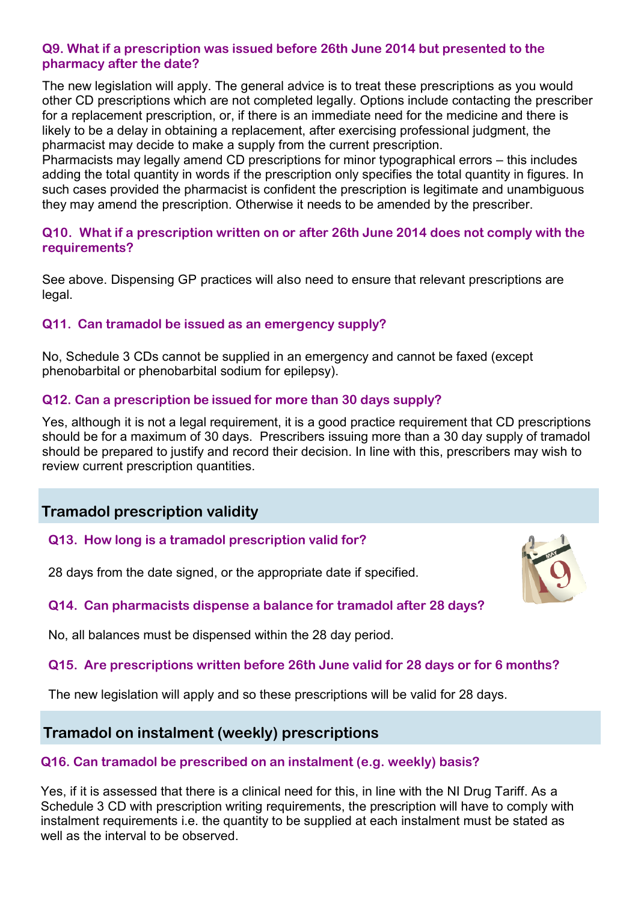#### Q9. What if a prescription was issued before 26th June 2014 but presented to the pharmacy after the date?

The new legislation will apply. The general advice is to treat these prescriptions as you would other CD prescriptions which are not completed legally. Options include contacting the prescriber for a replacement prescription, or, if there is an immediate need for the medicine and there is likely to be a delay in obtaining a replacement, after exercising professional judgment, the pharmacist may decide to make a supply from the current prescription.
Pharmacists may legally amend CD prescriptions for minor typographical errors – this includes adding the total quantity in words if the prescription only specifies the total quantity in figures. In such cases provided the pharmacist is confident the prescription is legitimate and unambiguous they may amend the prescription. Otherwise it needs to be amended by the prescriber.

#### Q10. What if a prescription written on or after 26th June 2014 does not comply with the requirements?

See above. Dispensing GP practices will also need to ensure that relevant prescriptions are legal.

#### Q11. Can tramadol be issued as an emergency supply?

No, Schedule 3 CDs cannot be supplied in an emergency and cannot be faxed (except phenobarbital or phenobarbital sodium for epilepsy).

#### Q12. Can a prescription be issued for more than 30 days supply?

Yes, although it is not a legal requirement, it is a good practice requirement that CD prescriptions should be for a maximum of 30 days. Prescribers issuing more than a 30 day supply of tramadol should be prepared to justify and record their decision. In line with this, prescribers may wish to review current prescription quantities.

## Tramadol prescription validity

#### Q13. How long is a tramadol prescription valid for?

28 days from the date signed, or the appropriate date if specified.

#### Q14. Can pharmacists dispense a balance for tramadol after 28 days?

No, all balances must be dispensed within the 28 day period.

#### Q15. Are prescriptions written before 26th June valid for 28 days or for 6 months?

The new legislation will apply and so these prescriptions will be valid for 28 days.

## Tramadol on instalment (weekly) prescriptions

#### Q16. Can tramadol be prescribed on an instalment (e.g. weekly) basis?

Yes, if it is assessed that there is a clinical need for this, in line with the NI Drug Tariff. As a Schedule 3 CD with prescription writing requirements, the prescription will have to comply with instalment requirements i.e. the quantity to be supplied at each instalment must be stated as well as the interval to be observed.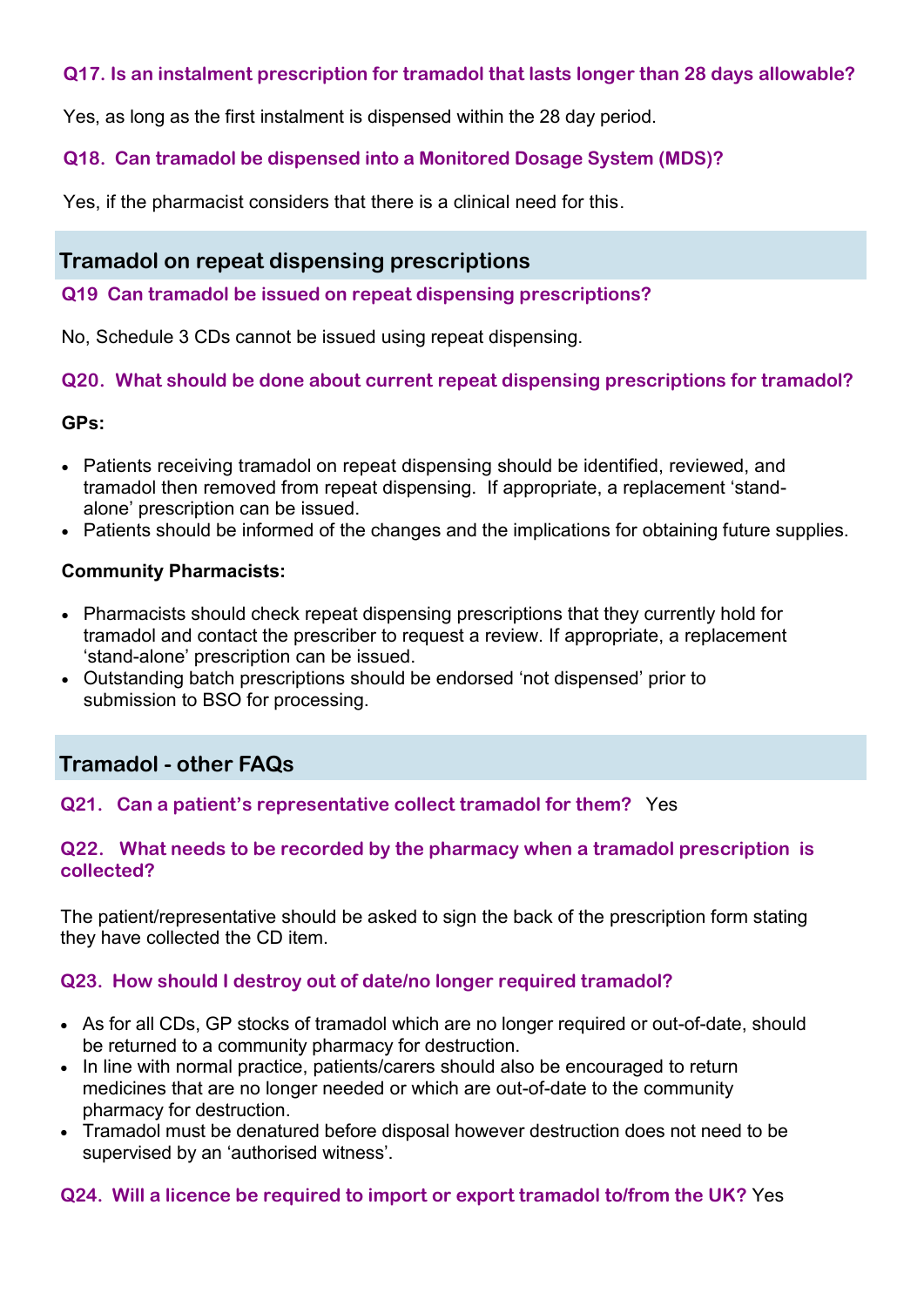### Q17. Is an instalment prescription for tramadol that lasts longer than 28 days allowable?

Yes, as long as the first instalment is dispensed within the 28 day period.

### Q18. Can tramadol be dispensed into a Monitored Dosage System (MDS)?

Yes, if the pharmacist considers that there is a clinical need for this.

## Tramadol on repeat dispensing prescriptions

### Q19 Can tramadol be issued on repeat dispensing prescriptions?

No, Schedule 3 CDs cannot be issued using repeat dispensing.

### Q20. What should be done about current repeat dispensing prescriptions for tramadol?

**GPs:**

- Patients receiving tramadol on repeat dispensing should be identified, reviewed, and tramadol then removed from repeat dispensing. If appropriate, a replacement 'stand-alone' prescription can be issued.
- Patients should be informed of the changes and the implications for obtaining future supplies.

**Community Pharmacists:**

- Pharmacists should check repeat dispensing prescriptions that they currently hold for tramadol and contact the prescriber to request a review. If appropriate, a replacement 'stand-alone' prescription can be issued.
- Outstanding batch prescriptions should be endorsed 'not dispensed' prior to submission to BSO for processing.

## Tramadol - other FAQs

### Q21. Can a patient's representative collect tramadol for them? Yes

### Q22. What needs to be recorded by the pharmacy when a tramadol prescription is collected?

The patient/representative should be asked to sign the back of the prescription form stating they have collected the CD item.

### Q23. How should I destroy out of date/no longer required tramadol?

- As for all CDs, GP stocks of tramadol which are no longer required or out-of-date, should be returned to a community pharmacy for destruction.
- In line with normal practice, patients/carers should also be encouraged to return medicines that are no longer needed or which are out-of-date to the community pharmacy for destruction.
- Tramadol must be denatured before disposal however destruction does not need to be supervised by an 'authorised witness'.

### Q24. Will a licence be required to import or export tramadol to/from the UK? Yes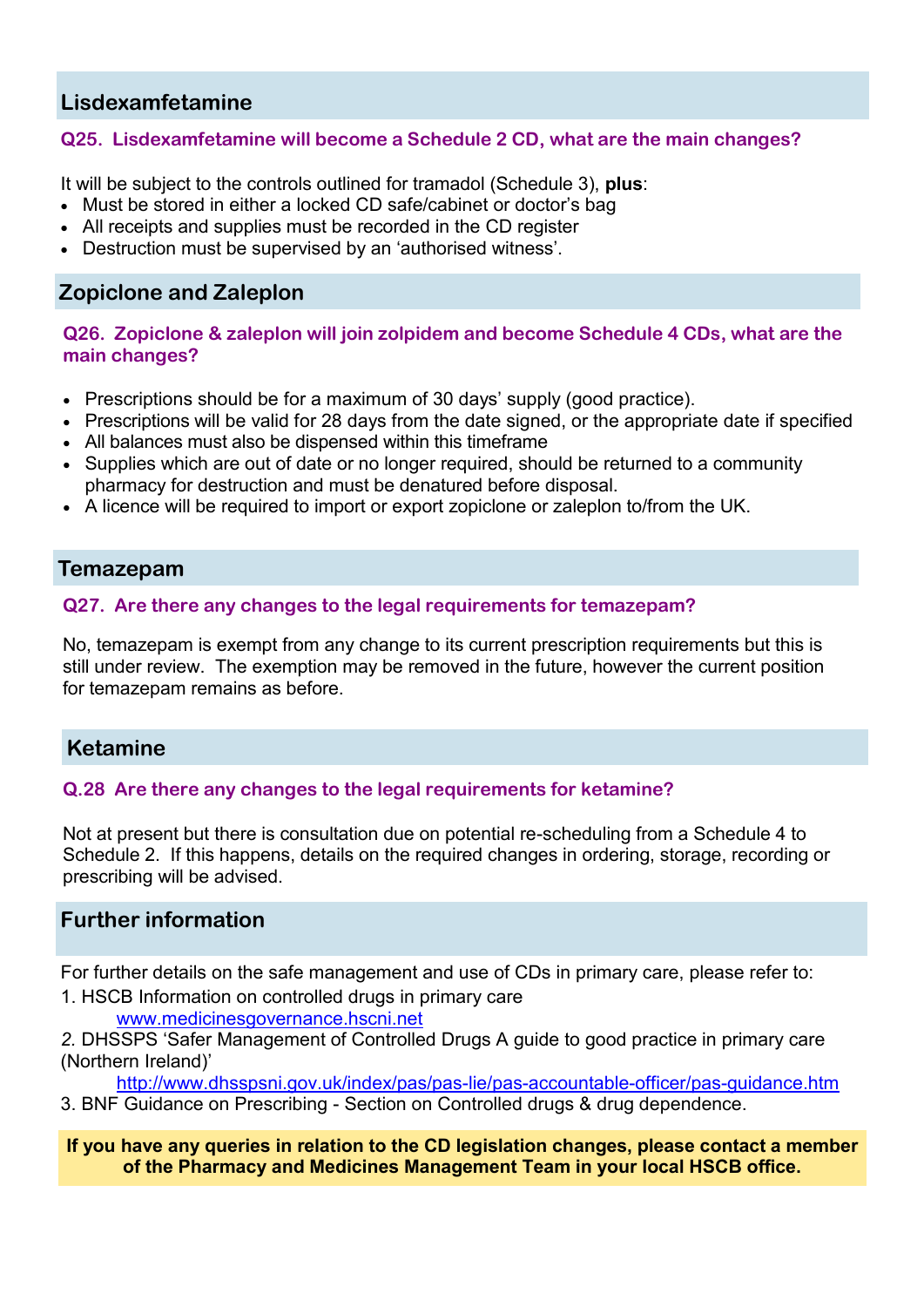## Lisdexamfetamine

**Q25. Lisdexamfetamine will become a Schedule 2 CD, what are the main changes?**

It will be subject to the controls outlined for tramadol (Schedule 3), **plus**:

- Must be stored in either a locked CD safe/cabinet or doctor's bag
- All receipts and supplies must be recorded in the CD register
- Destruction must be supervised by an 'authorised witness'.

## Zopiclone and Zaleplon

**Q26. Zopiclone & zaleplon will join zolpidem and become Schedule 4 CDs, what are the main changes?**

- Prescriptions should be for a maximum of 30 days' supply (good practice).
- Prescriptions will be valid for 28 days from the date signed, or the appropriate date if specified
- All balances must also be dispensed within this timeframe
- Supplies which are out of date or no longer required, should be returned to a community pharmacy for destruction and must be denatured before disposal.
- A licence will be required to import or export zopiclone or zaleplon to/from the UK.

## Temazepam

**Q27. Are there any changes to the legal requirements for temazepam?**

No, temazepam is exempt from any change to its current prescription requirements but this is still under review. The exemption may be removed in the future, however the current position for temazepam remains as before.

## Ketamine

**Q.28 Are there any changes to the legal requirements for ketamine?**

Not at present but there is consultation due on potential re-scheduling from a Schedule 4 to Schedule 2. If this happens, details on the required changes in ordering, storage, recording or prescribing will be advised.

## Further information

For further details on the safe management and use of CDs in primary care, please refer to:

1. HSCB Information on controlled drugs in primary care
   www.medicinesgovernance.hscni.net
2. DHSSPS 'Safer Management of Controlled Drugs A guide to good practice in primary care (Northern Ireland)'
   http://www.dhsspsni.gov.uk/index/pas/pas-lie/pas-accountable-officer/pas-guidance.htm
3. BNF Guidance on Prescribing - Section on Controlled drugs & drug dependence.

**If you have any queries in relation to the CD legislation changes, please contact a member of the Pharmacy and Medicines Management Team in your local HSCB office.**